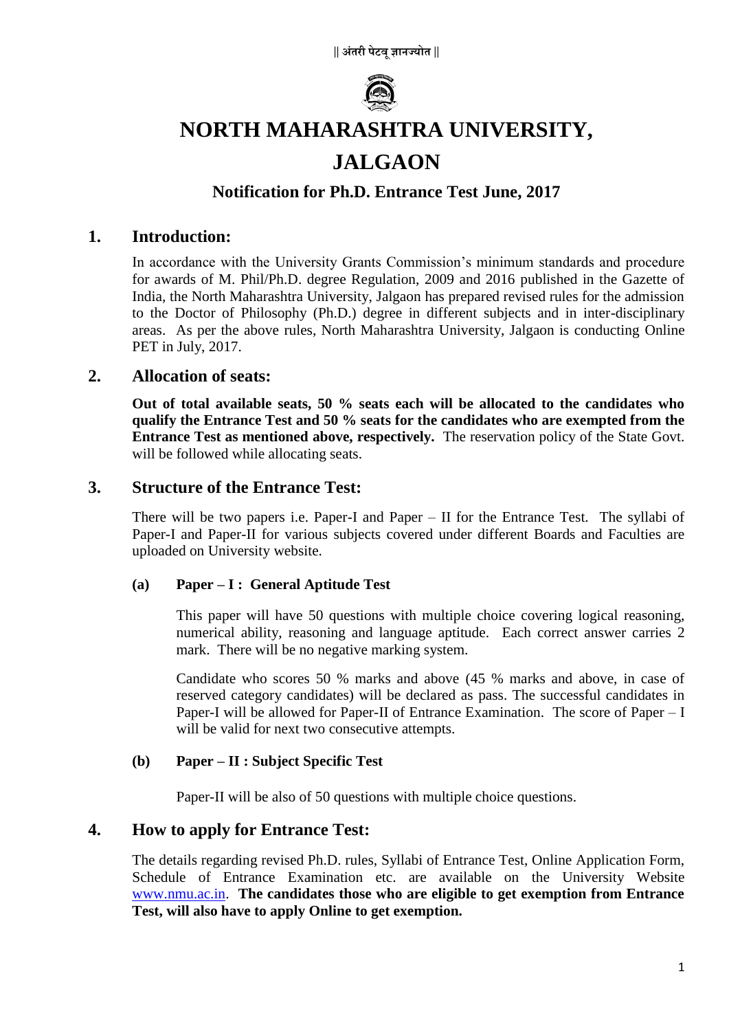|| अंतरी पेटवू ज्ञानज्योत ||

# NORTH MAHARASHTRA UNIVERSITY, JALGAON

## Notification for Ph.D. Entrance Test June, 2017

## 1. Introduction:

In accordance with the University Grants Commission's minimum standards and procedure for awards of M. Phil/Ph.D. degree Regulation, 2009 and 2016 published in the Gazette of India, the North Maharashtra University, Jalgaon has prepared revised rules for the admission to the Doctor of Philosophy (Ph.D.) degree in different subjects and in inter-disciplinary areas. As per the above rules, North Maharashtra University, Jalgaon is conducting Online PET in July, 2017.

## 2. Allocation of seats:

**Out of total available seats, 50 % seats each will be allocated to the candidates who qualify the Entrance Test and 50 % seats for the candidates who are exempted from the Entrance Test as mentioned above, respectively.** The reservation policy of the State Govt. will be followed while allocating seats.

## 3. Structure of the Entrance Test:

There will be two papers i.e. Paper-I and Paper – II for the Entrance Test. The syllabi of Paper-I and Paper-II for various subjects covered under different Boards and Faculties are uploaded on University website.

### (a) Paper – I : General Aptitude Test

This paper will have 50 questions with multiple choice covering logical reasoning, numerical ability, reasoning and language aptitude. Each correct answer carries 2 mark. There will be no negative marking system.

Candidate who scores 50 % marks and above (45 % marks and above, in case of reserved category candidates) will be declared as pass. The successful candidates in Paper-I will be allowed for Paper-II of Entrance Examination. The score of Paper – I will be valid for next two consecutive attempts.

### (b) Paper – II : Subject Specific Test

Paper-II will be also of 50 questions with multiple choice questions.

## 4. How to apply for Entrance Test:

The details regarding revised Ph.D. rules, Syllabi of Entrance Test, Online Application Form, Schedule of Entrance Examination etc. are available on the University Website [www.nmu.ac.in](http://www.nmu.ac.in). **The candidates those who are eligible to get exemption from Entrance Test, will also have to apply Online to get exemption.**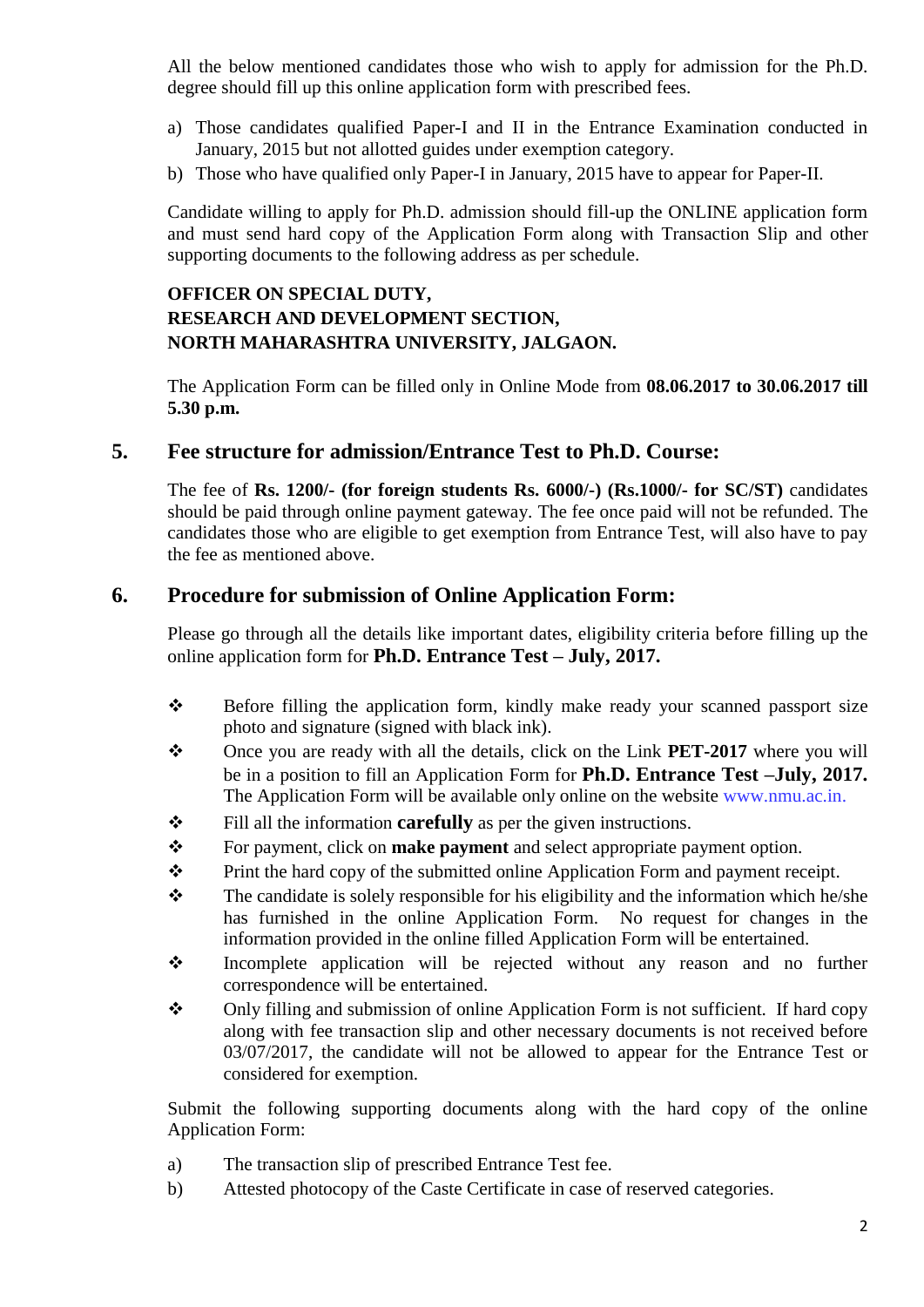All the below mentioned candidates those who wish to apply for admission for the Ph.D. degree should fill up this online application form with prescribed fees.

a) Those candidates qualified Paper-I and II in the Entrance Examination conducted in January, 2015 but not allotted guides under exemption category.
b) Those who have qualified only Paper-I in January, 2015 have to appear for Paper-II.

Candidate willing to apply for Ph.D. admission should fill-up the ONLINE application form and must send hard copy of the Application Form along with Transaction Slip and other supporting documents to the following address as per schedule.

**OFFICER ON SPECIAL DUTY,**
**RESEARCH AND DEVELOPMENT SECTION,**
**NORTH MAHARASHTRA UNIVERSITY, JALGAON.**

The Application Form can be filled only in Online Mode from **08.06.2017 to 30.06.2017 till 5.30 p.m.**

## 5. Fee structure for admission/Entrance Test to Ph.D. Course:

The fee of **Rs. 1200/- (for foreign students Rs. 6000/-) (Rs.1000/- for SC/ST)** candidates should be paid through online payment gateway. The fee once paid will not be refunded. The candidates those who are eligible to get exemption from Entrance Test, will also have to pay the fee as mentioned above.

## 6. Procedure for submission of Online Application Form:

Please go through all the details like important dates, eligibility criteria before filling up the online application form for **Ph.D. Entrance Test – July, 2017.**

- Before filling the application form, kindly make ready your scanned passport size photo and signature (signed with black ink).
- Once you are ready with all the details, click on the Link **PET-2017** where you will be in a position to fill an Application Form for **Ph.D. Entrance Test –July, 2017.** The Application Form will be available only online on the website www.nmu.ac.in.
- Fill all the information **carefully** as per the given instructions.
- For payment, click on **make payment** and select appropriate payment option.
- Print the hard copy of the submitted online Application Form and payment receipt.
- The candidate is solely responsible for his eligibility and the information which he/she has furnished in the online Application Form. No request for changes in the information provided in the online filled Application Form will be entertained.
- Incomplete application will be rejected without any reason and no further correspondence will be entertained.
- Only filling and submission of online Application Form is not sufficient. If hard copy along with fee transaction slip and other necessary documents is not received before 03/07/2017, the candidate will not be allowed to appear for the Entrance Test or considered for exemption.

Submit the following supporting documents along with the hard copy of the online Application Form:

a) The transaction slip of prescribed Entrance Test fee.
b) Attested photocopy of the Caste Certificate in case of reserved categories.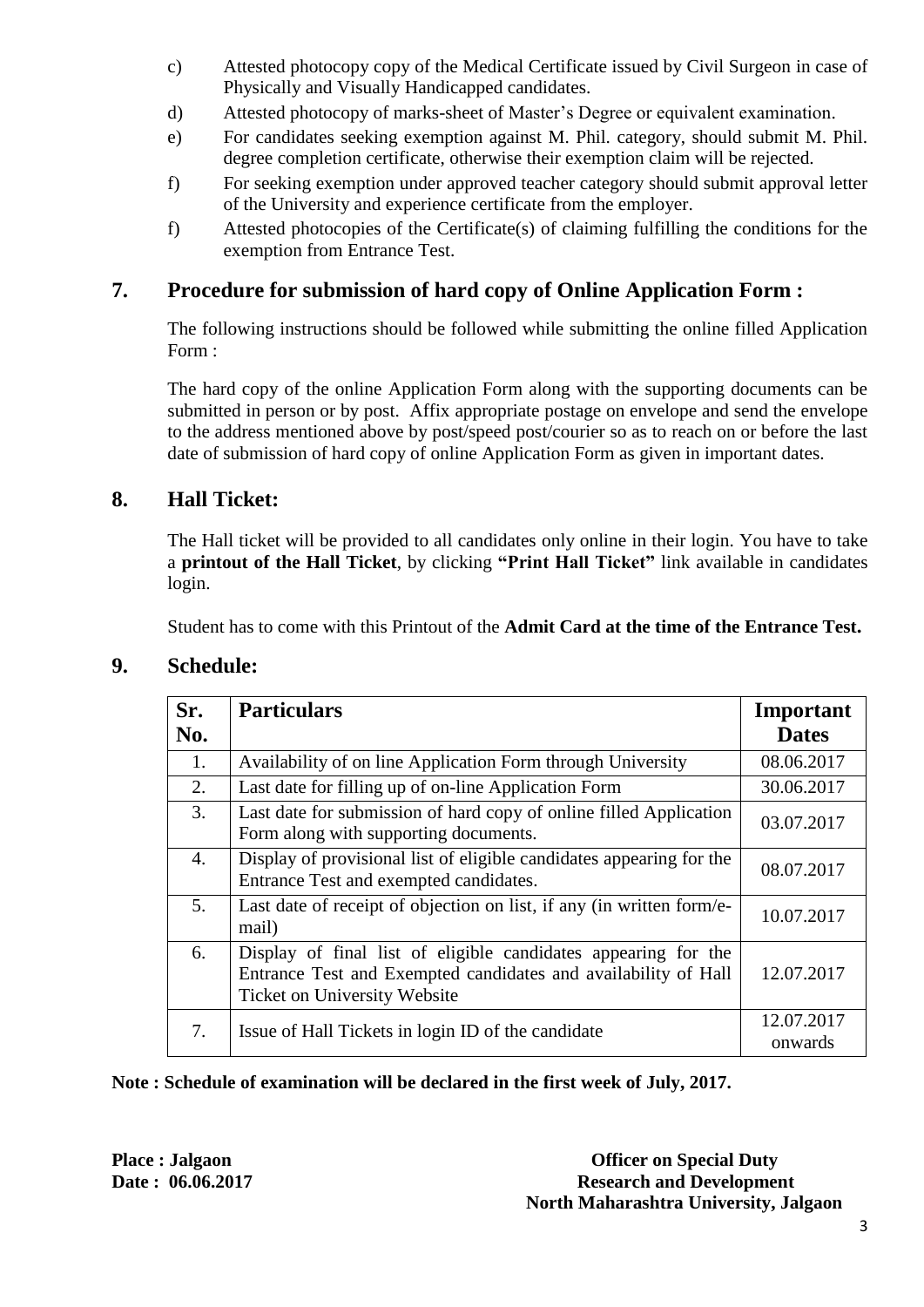c) Attested photocopy copy of the Medical Certificate issued by Civil Surgeon in case of Physically and Visually Handicapped candidates.

d) Attested photocopy of marks-sheet of Master's Degree or equivalent examination.

e) For candidates seeking exemption against M. Phil. category, should submit M. Phil. degree completion certificate, otherwise their exemption claim will be rejected.

f) For seeking exemption under approved teacher category should submit approval letter of the University and experience certificate from the employer.

f) Attested photocopies of the Certificate(s) of claiming fulfilling the conditions for the exemption from Entrance Test.

## 7. Procedure for submission of hard copy of Online Application Form :

The following instructions should be followed while submitting the online filled Application Form :

The hard copy of the online Application Form along with the supporting documents can be submitted in person or by post. Affix appropriate postage on envelope and send the envelope to the address mentioned above by post/speed post/courier so as to reach on or before the last date of submission of hard copy of online Application Form as given in important dates.

## 8. Hall Ticket:

The Hall ticket will be provided to all candidates only online in their login. You have to take a **printout of the Hall Ticket**, by clicking **"Print Hall Ticket"** link available in candidates login.

Student has to come with this Printout of the **Admit Card at the time of the Entrance Test.**

## 9. Schedule:

| Sr. No. | Particulars | Important Dates |
|---|---|---|
| 1. | Availability of on line Application Form through University | 08.06.2017 |
| 2. | Last date for filling up of on-line Application Form | 30.06.2017 |
| 3. | Last date for submission of hard copy of online filled Application Form along with supporting documents. | 03.07.2017 |
| 4. | Display of provisional list of eligible candidates appearing for the Entrance Test and exempted candidates. | 08.07.2017 |
| 5. | Last date of receipt of objection on list, if any (in written form/e-mail) | 10.07.2017 |
| 6. | Display of final list of eligible candidates appearing for the Entrance Test and Exempted candidates and availability of Hall Ticket on University Website | 12.07.2017 |
| 7. | Issue of Hall Tickets in login ID of the candidate | 12.07.2017 onwards |

**Note : Schedule of examination will be declared in the first week of July, 2017.**

**Place : Jalgaon**
**Date : 06.06.2017**

**Officer on Special Duty**
**Research and Development**
**North Maharashtra University, Jalgaon**